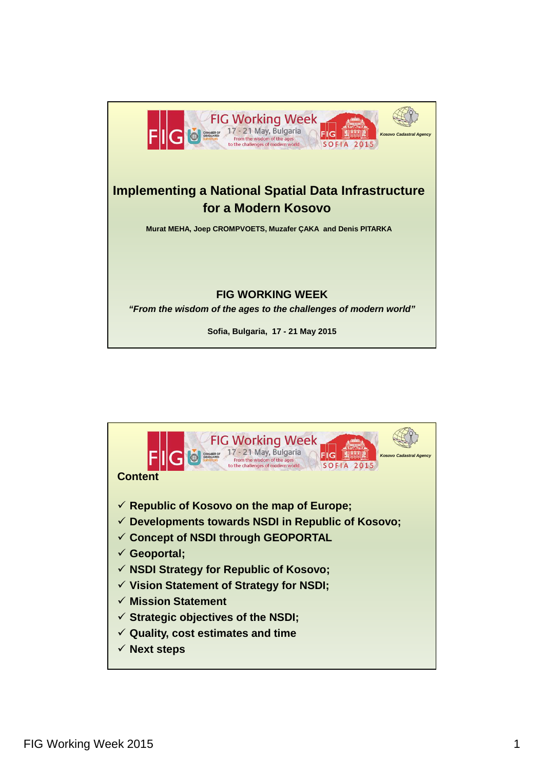# Implementing a National Spatial Data Infrastructure for a Modern Kosovo

**Murat MEHA, Joep CROMPVOETS, Muzafer ÇAKA and Denis PITARKA**

**FIG WORKING WEEK**

***"From the wisdom of the ages to the challenges of modern world"***

**Sofia, Bulgaria, 17 - 21 May 2015**

## Content

- ✓ **Republic of Kosovo on the map of Europe;**
- ✓ **Developments towards NSDI in Republic of Kosovo;**
- ✓ **Concept of NSDI through GEOPORTAL**
- ✓ **Geoportal;**
- ✓ **NSDI Strategy for Republic of Kosovo;**
- ✓ **Vision Statement of Strategy for NSDI;**
- ✓ **Mission Statement**
- ✓ **Strategic objectives of the NSDI;**
- ✓ **Quality, cost estimates and time**
- ✓ **Next steps**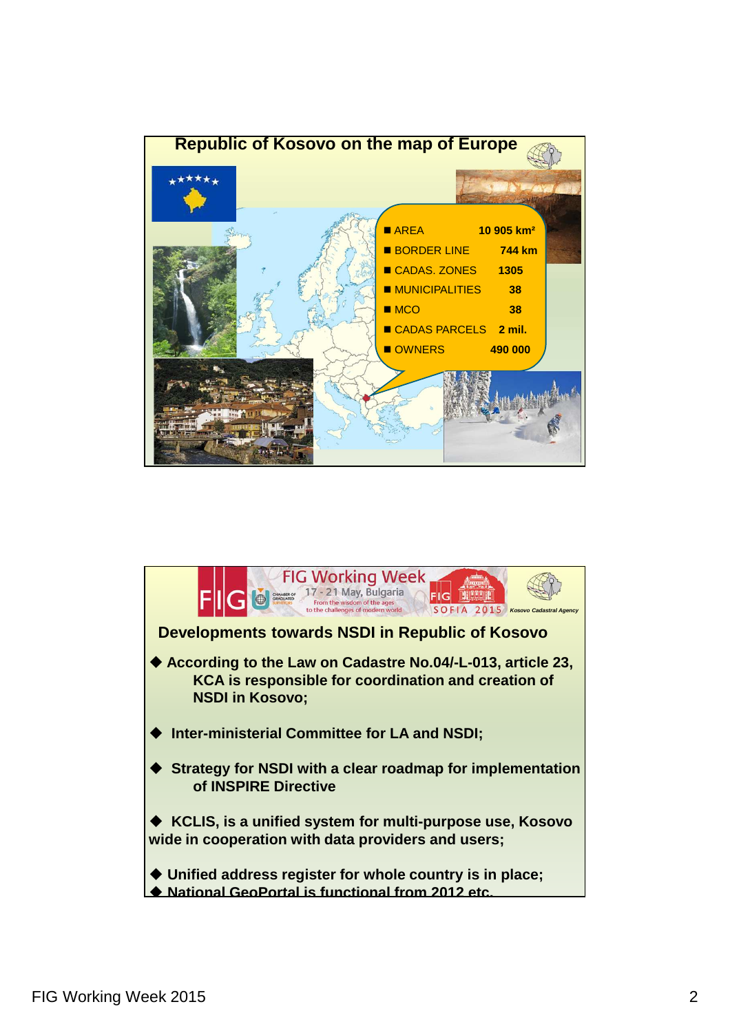## Republic of Kosovo on the map of Europe

| | |
|---|---|
| AREA | 10 905 km² |
| BORDER LINE | 744 km |
| CADAS. ZONES | 1305 |
| MUNICIPALITIES | 38 |
| MCO | 38 |
| CADAS PARCELS | 2 mil. |
| OWNERS | 490 000 |

FIG Working Week 17 - 21 May, Bulgaria — From the wisdom of the ages to the challenges of modern world — SOFIA 2015 — Kosovo Cadastral Agency

## Developments towards NSDI in Republic of Kosovo

- **According to the Law on Cadastre No.04/-L-013, article 23, KCA is responsible for coordination and creation of NSDI in Kosovo;**
- **Inter-ministerial Committee for LA and NSDI;**
- **Strategy for NSDI with a clear roadmap for implementation of INSPIRE Directive**
- **KCLIS, is a unified system for multi-purpose use, Kosovo wide in cooperation with data providers and users;**
- **Unified address register for whole country is in place;**
- **National GeoPortal is functional from 2012 etc.**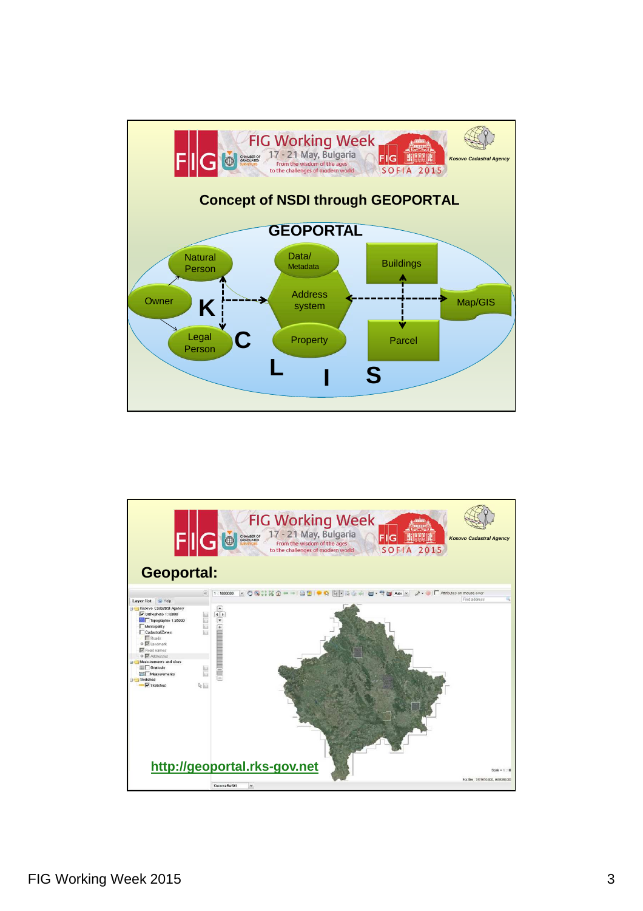FIG Working Week
17 - 21 May, Bulgaria
From the wisdom of the ages to the challenges of modern world
FIG SOFIA 2015
Kosovo Cadastral Agency

## Concept of NSDI through GEOPORTAL

GEOPORTAL

Natural Person
Owner
Legal Person
Data/ Metadata
Address system
Property
Buildings
Map/GIS
Parcel

K C L I S

---

FIG Working Week
17 - 21 May, Bulgaria
From the wisdom of the ages to the challenges of modern world
FIG SOFIA 2015
Kosovo Cadastral Agency

## Geoportal:

http://geoportal.rks-gov.net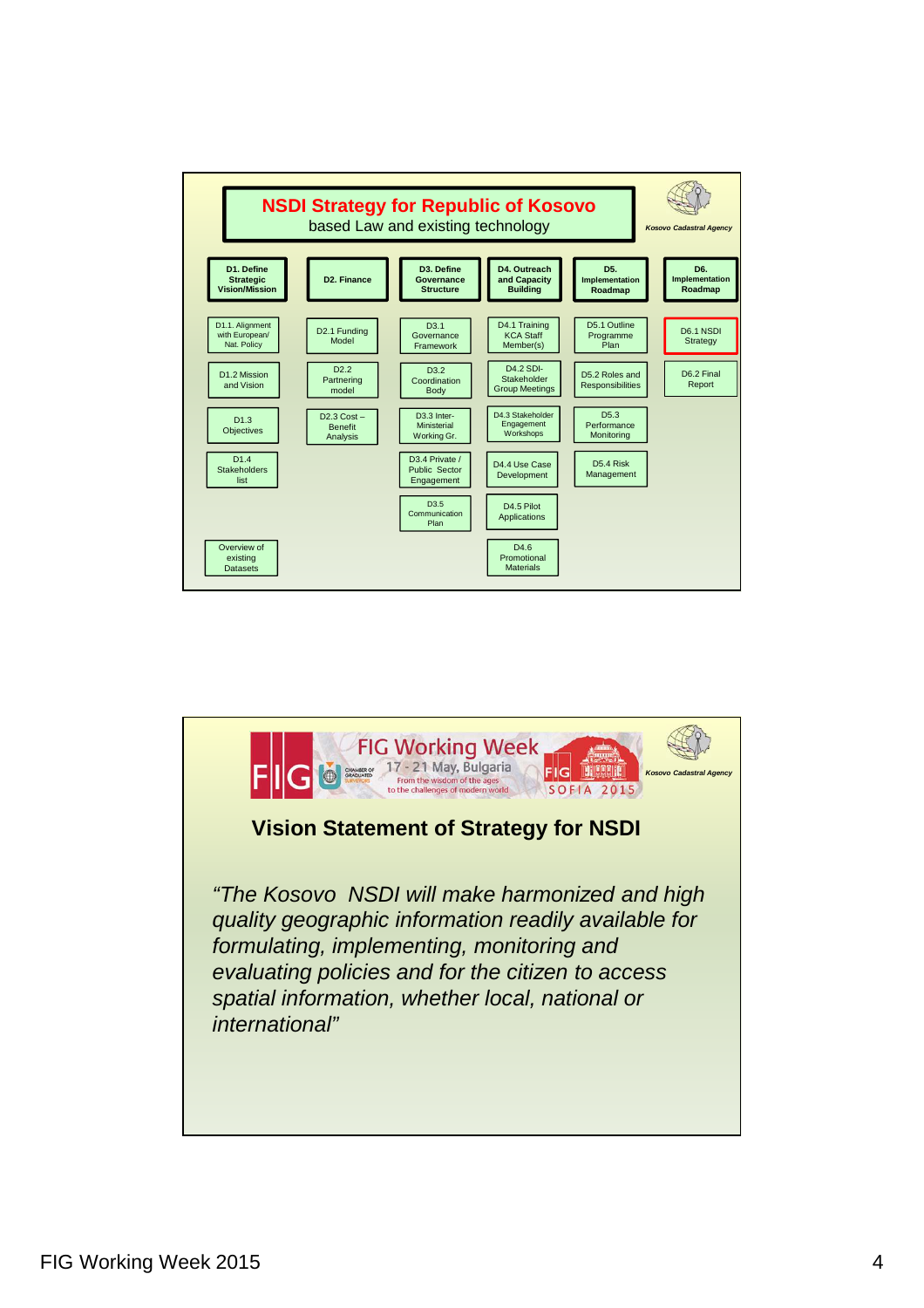## NSDI Strategy for Republic of Kosovo

based Law and existing technology

Kosovo Cadastral Agency

| D1. Define Strategic Vision/Mission | D2. Finance | D3. Define Governance Structure | D4. Outreach and Capacity Building | D5. Implementation Roadmap | D6. Implementation Roadmap |
|---|---|---|---|---|---|
| D1.1. Alignment with European/ Nat. Policy | D2.1 Funding Model | D3.1 Governance Framework | D4.1 Training KCA Staff Member(s) | D5.1 Outline Programme Plan | D6.1 NSDI Strategy |
| D1.2 Mission and Vision | D2.2 Partnering model | D3.2 Coordination Body | D4.2 SDI-Stakeholder Group Meetings | D5.2 Roles and Responsibilities | D6.2 Final Report |
| D1.3 Objectives | D2.3 Cost – Benefit Analysis | D3.3 Inter-Ministerial Working Gr. | D4.3 Stakeholder Engagement Workshops | D5.3 Performance Monitoring | |
| D1.4 Stakeholders list | | D3.4 Private / Public Sector Engagement | D4.4 Use Case Development | D5.4 Risk Management | |
| | | D3.5 Communication Plan | D4.5 Pilot Applications | | |
| Overview of existing Datasets | | | D4.6 Promotional Materials | | |

FIG Working Week 17 - 21 May, Bulgaria — From the wisdom of the ages to the challenges of modern world — SOFIA 2015

Kosovo Cadastral Agency

## Vision Statement of Strategy for NSDI

*"The Kosovo NSDI will make harmonized and high quality geographic information readily available for formulating, implementing, monitoring and evaluating policies and for the citizen to access spatial information, whether local, national or international"*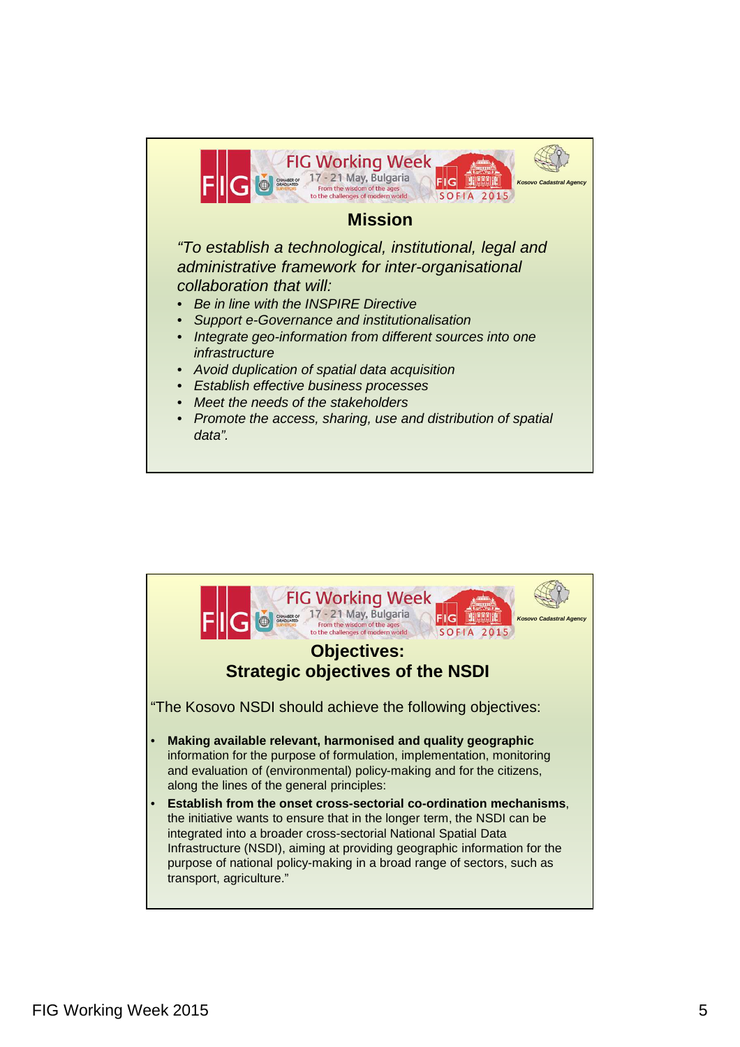## Mission

*"To establish a technological, institutional, legal and administrative framework for inter-organisational collaboration that will:*

- *Be in line with the INSPIRE Directive*
- *Support e-Governance and institutionalisation*
- *Integrate geo-information from different sources into one infrastructure*
- *Avoid duplication of spatial data acquisition*
- *Establish effective business processes*
- *Meet the needs of the stakeholders*
- *Promote the access, sharing, use and distribution of spatial data".*

## Objectives: Strategic objectives of the NSDI

"The Kosovo NSDI should achieve the following objectives:

- **Making available relevant, harmonised and quality geographic** information for the purpose of formulation, implementation, monitoring and evaluation of (environmental) policy-making and for the citizens, along the lines of the general principles:
- **Establish from the onset cross-sectorial co-ordination mechanisms**, the initiative wants to ensure that in the longer term, the NSDI can be integrated into a broader cross-sectorial National Spatial Data Infrastructure (NSDI), aiming at providing geographic information for the purpose of national policy-making in a broad range of sectors, such as transport, agriculture."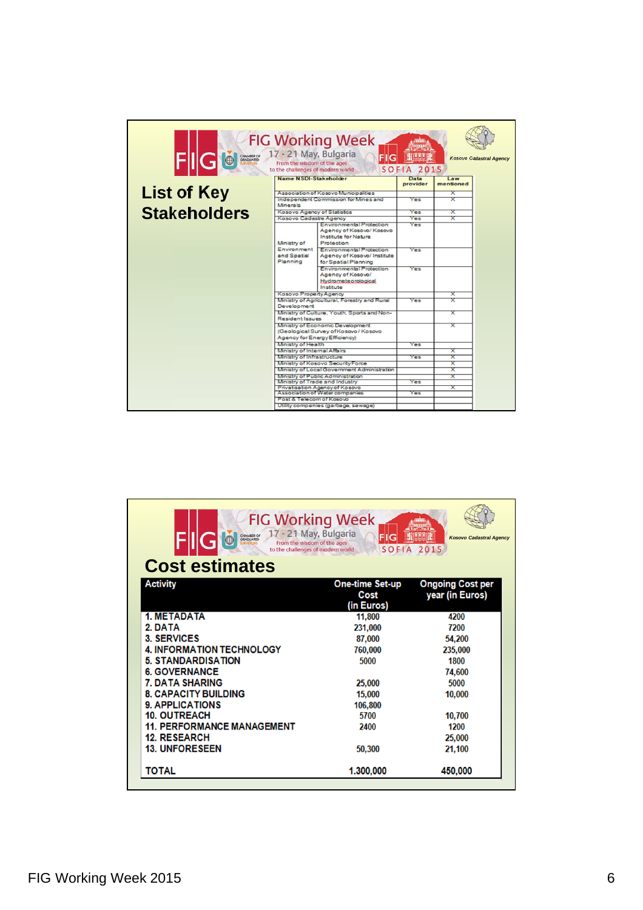## List of Key Stakeholders

| Name NSDI-Stakeholder | | Data provider | Law mentioned |
|---|---|---|---|
| Association of Kosovo Municipalities | | | X |
| Independent Commission for Mines and Minerals | | Yes | X |
| Kosovo Agency of Statistics | | Yes | X |
| Kosovo Cadastre Agency | | Yes | X |
| Ministry of Environment and Spatial Planning | Environmental Protection Agency of Kosovo/ Kosovo Institute for Nature Protection | Yes | |
| | Environmental Protection Agency of Kosovo/ Institute for Spatial Planning | Yes | |
| | Environmental Protection Agency of Kosovo/ Hydrometeorological Institute | Yes | |
| Kosovo Property Agency | | | X |
| Ministry of Agricultural, Forestry and Rural Development | | Yes | X |
| Ministry of Culture, Youth, Sports and Non-Resident Issues | | | X |
| Ministry of Economic Development (Geological Survey of Kosovo / Kosovo Agency for Energy Efficiency) | | | X |
| Ministry of Health | | Yes | |
| Ministry of Internal Affairs | | | X |
| Ministry of Infrastructure | | Yes | X |
| Ministry of Kosovo Security Force | | | X |
| Ministry of Local Government Administration | | | X |
| Ministry of Public Administration | | | X |
| Ministry of Trade and Industry | | Yes | |
| Privatisation Agency of Kosovo | | | X |
| Association of Water companies | | Yes | |
| Post & Telecom of Kosovo | | | |
| Utility companies (garbage, sewage) | | | |

## Cost estimates

| Activity | One-time Set-up Cost (in Euros) | Ongoing Cost per year (in Euros) |
|---|---|---|
| 1. METADATA | 11,800 | 4200 |
| 2. DATA | 231,000 | 7200 |
| 3. SERVICES | 87,000 | 54,200 |
| 4. INFORMATION TECHNOLOGY | 760,000 | 235,000 |
| 5. STANDARDISATION | 5000 | 1800 |
| 6. GOVERNANCE | | 74,600 |
| 7. DATA SHARING | 25,000 | 5000 |
| 8. CAPACITY BUILDING | 15,000 | 10,000 |
| 9. APPLICATIONS | 106,800 | |
| 10. OUTREACH | 5700 | 10,700 |
| 11. PERFORMANCE MANAGEMENT | 2400 | 1200 |
| 12. RESEARCH | | 25,000 |
| 13. UNFORESEEN | 50,300 | 21,100 |
| TOTAL | 1.300,000 | 450,000 |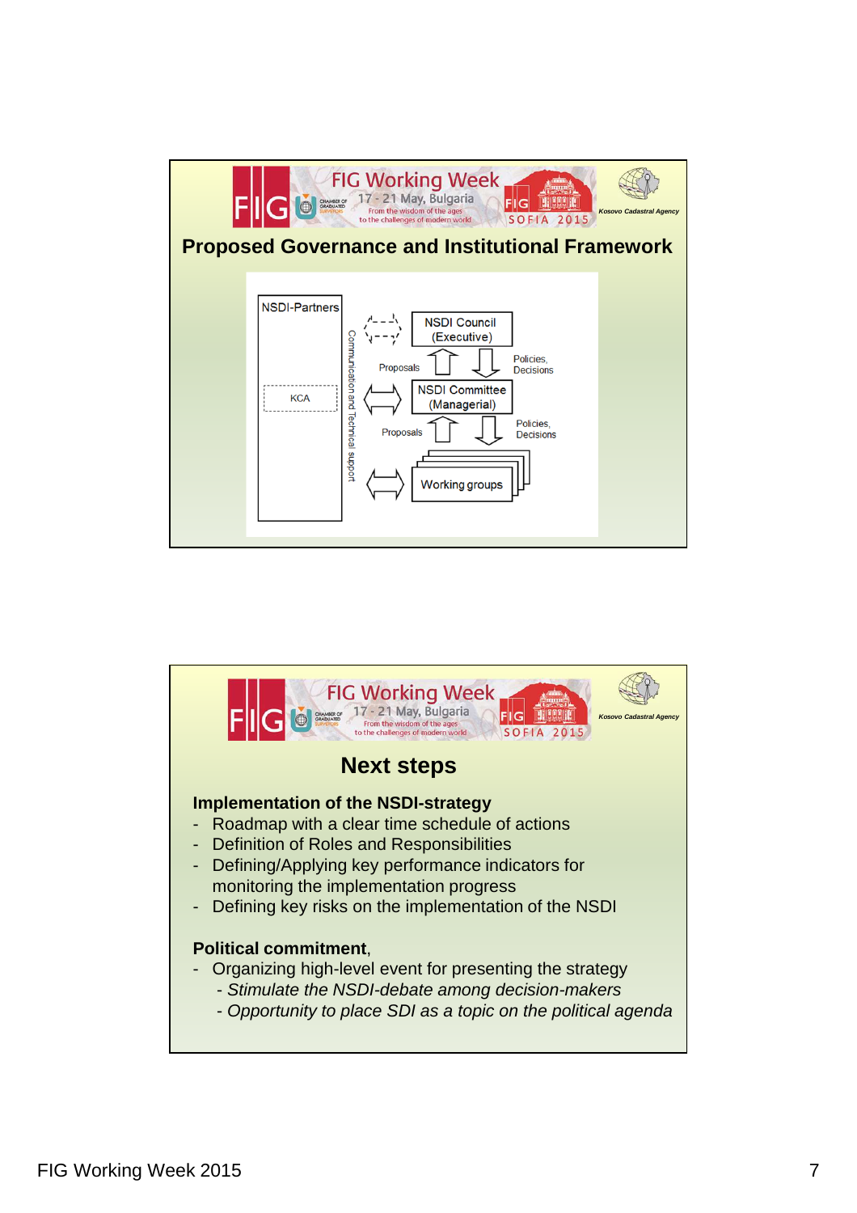## Proposed Governance and Institutional Framework

NSDI-Partners

KCA

Communication and Technical support

NSDI Council (Executive)

Proposals

Policies, Decisions

NSDI Committee (Managerial)

Proposals

Policies, Decisions

Working groups

## Next steps

**Implementation of the NSDI-strategy**

- Roadmap with a clear time schedule of actions
- Definition of Roles and Responsibilities
- Defining/Applying key performance indicators for monitoring the implementation progress
- Defining key risks on the implementation of the NSDI

**Political commitment**,

- Organizing high-level event for presenting the strategy
  - *Stimulate the NSDI-debate among decision-makers*
  - *Opportunity to place SDI as a topic on the political agenda*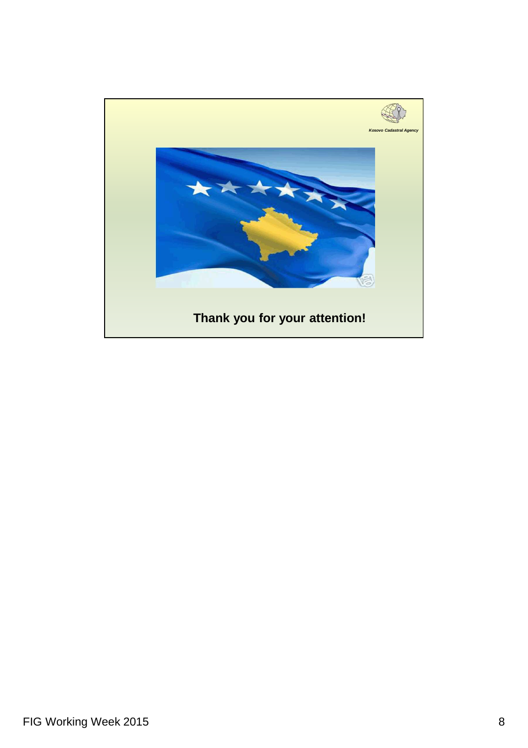*Kosovo Cadastral Agency*

**Thank you for your attention!**